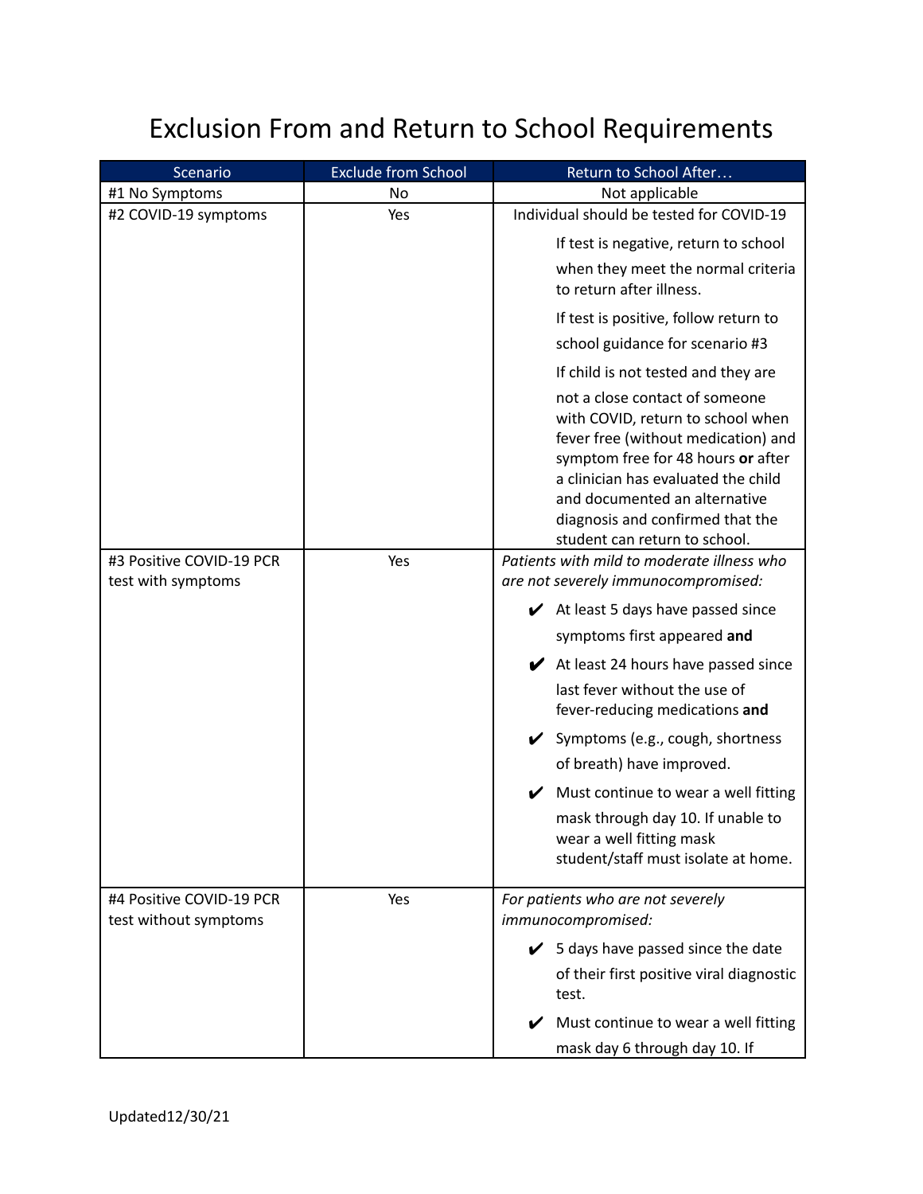# Exclusion From and Return to School Requirements

| Scenario | Exclude from School | Return to School After… |
|---|---|---|
| #1 No Symptoms | No | Not applicable |
| #2 COVID-19 symptoms | Yes | Individual should be tested for COVID-19<br><br>If test is negative, return to school when they meet the normal criteria to return after illness.<br><br>If test is positive, follow return to school guidance for scenario #3<br><br>If child is not tested and they are not a close contact of someone with COVID, return to school when fever free (without medication) and symptom free for 48 hours **or** after a clinician has evaluated the child and documented an alternative diagnosis and confirmed that the student can return to school. |
| #3 Positive COVID-19 PCR test with symptoms | Yes | *Patients with mild to moderate illness who are not severely immunocompromised:*<br><br>✔ At least 5 days have passed since symptoms first appeared **and**<br><br>✔ At least 24 hours have passed since last fever without the use of fever-reducing medications **and**<br><br>✔ Symptoms (e.g., cough, shortness of breath) have improved.<br><br>✔ Must continue to wear a well fitting mask through day 10. If unable to wear a well fitting mask student/staff must isolate at home. |
| #4 Positive COVID-19 PCR test without symptoms | Yes | *For patients who are not severely immunocompromised:*<br><br>✔ 5 days have passed since the date of their first positive viral diagnostic test.<br><br>✔ Must continue to wear a well fitting mask day 6 through day 10. If |

Updated12/30/21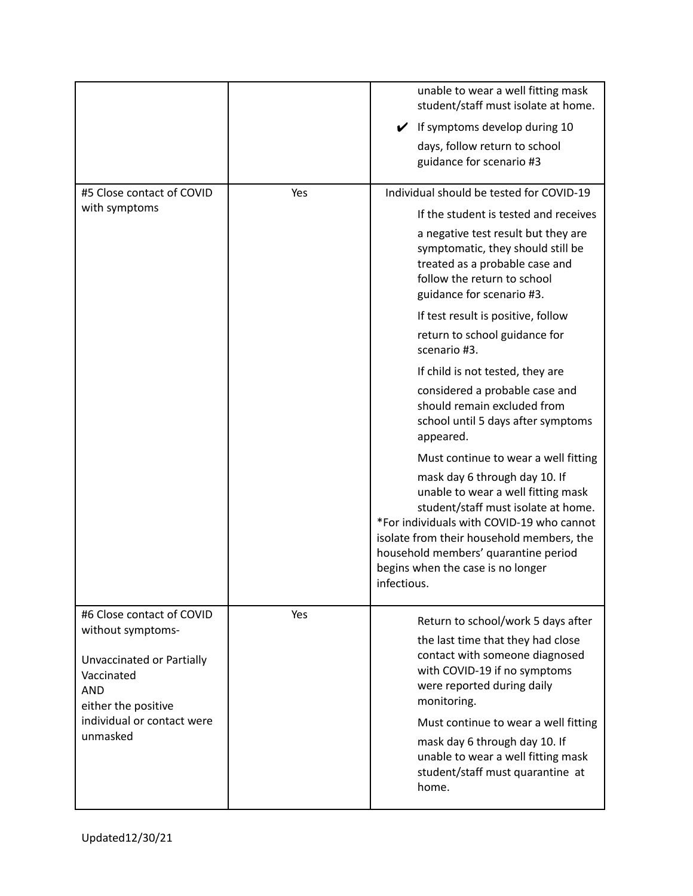| | | |
|---|---|---|
| | | unable to wear a well fitting mask student/staff must isolate at home.<br>✔ If symptoms develop during 10 days, follow return to school guidance for scenario #3 |
| #5 Close contact of COVID with symptoms | Yes | Individual should be tested for COVID-19<br>If the student is tested and receives a negative test result but they are symptomatic, they should still be treated as a probable case and follow the return to school guidance for scenario #3.<br>If test result is positive, follow return to school guidance for scenario #3.<br>If child is not tested, they are considered a probable case and should remain excluded from school until 5 days after symptoms appeared.<br>Must continue to wear a well fitting mask day 6 through day 10. If unable to wear a well fitting mask student/staff must isolate at home.<br>*For individuals with COVID-19 who cannot isolate from their household members, the household members' quarantine period begins when the case is no longer infectious. |
| #6 Close contact of COVID without symptoms-<br><br>Unvaccinated or Partially Vaccinated<br>AND<br>either the positive individual or contact were unmasked | Yes | Return to school/work 5 days after the last time that they had close contact with someone diagnosed with COVID-19 if no symptoms were reported during daily monitoring.<br>Must continue to wear a well fitting mask day 6 through day 10. If unable to wear a well fitting mask student/staff must quarantine at home. |

Updated12/30/21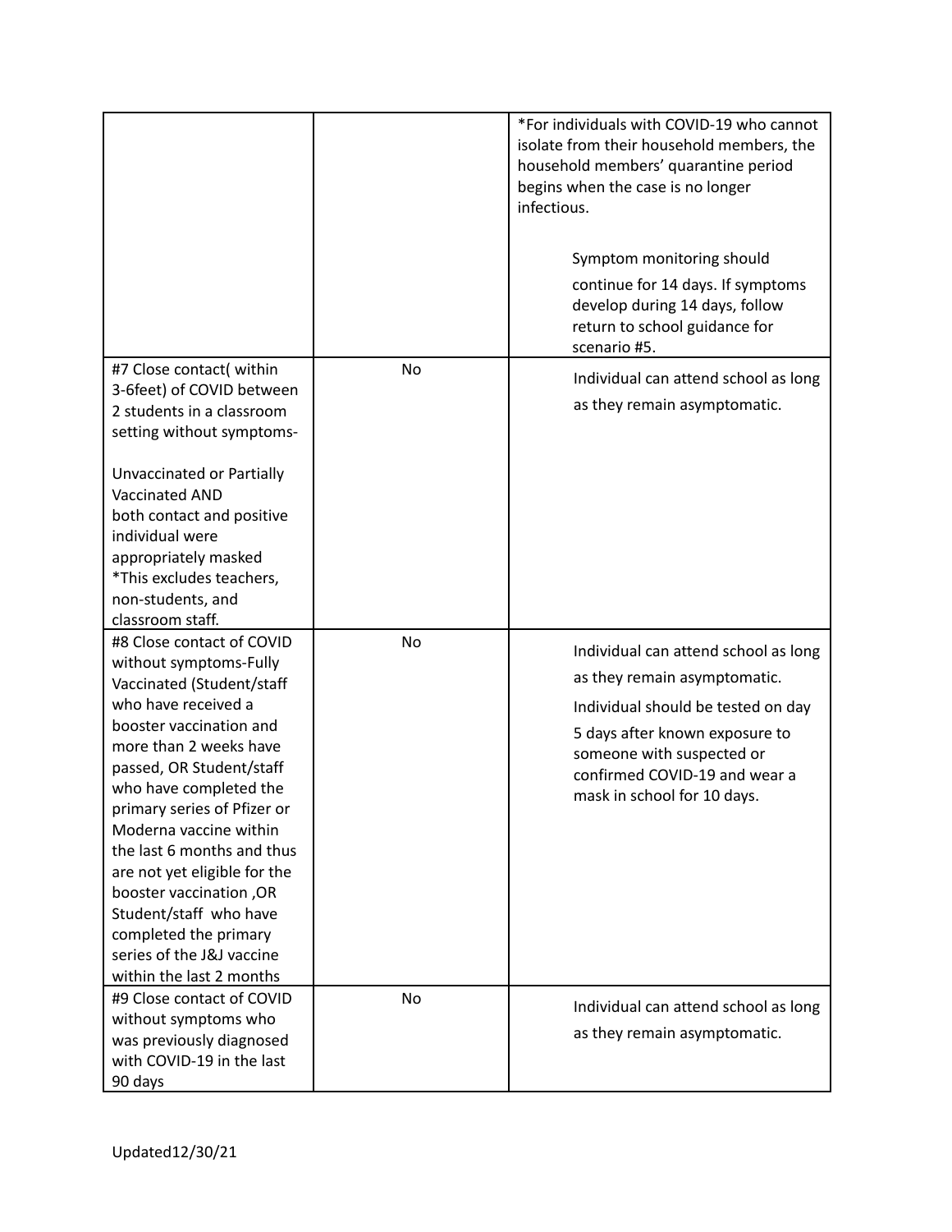| | | |
|---|---|---|
| | | *For individuals with COVID-19 who cannot isolate from their household members, the household members' quarantine period begins when the case is no longer infectious.<br><br>Symptom monitoring should continue for 14 days. If symptoms develop during 14 days, follow return to school guidance for scenario #5. |
| #7 Close contact( within 3-6feet) of COVID between 2 students in a classroom setting without symptoms-<br><br>Unvaccinated or Partially Vaccinated AND both contact and positive individual were appropriately masked *This excludes teachers, non-students, and classroom staff. | No | Individual can attend school as long as they remain asymptomatic. |
| #8 Close contact of COVID without symptoms-Fully Vaccinated (Student/staff who have received a booster vaccination and more than 2 weeks have passed, OR Student/staff who have completed the primary series of Pfizer or Moderna vaccine within the last 6 months and thus are not yet eligible for the booster vaccination ,OR Student/staff who have completed the primary series of the J&J vaccine within the last 2 months | No | Individual can attend school as long as they remain asymptomatic.<br>Individual should be tested on day 5 days after known exposure to someone with suspected or confirmed COVID-19 and wear a mask in school for 10 days. |
| #9 Close contact of COVID without symptoms who was previously diagnosed with COVID-19 in the last 90 days | No | Individual can attend school as long as they remain asymptomatic. |

Updated12/30/21